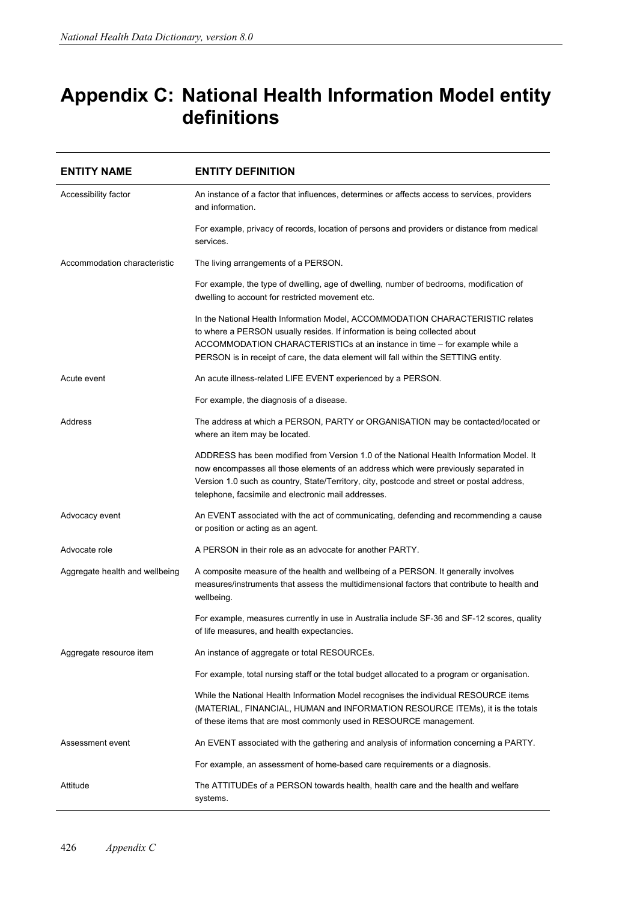# Appendix C: National Health Information Model entity definitions

| ENTITY NAME | ENTITY DEFINITION |
|---|---|
| Accessibility factor | An instance of a factor that influences, determines or affects access to services, providers and information. |
| | For example, privacy of records, location of persons and providers or distance from medical services. |
| Accommodation characteristic | The living arrangements of a PERSON. |
| | For example, the type of dwelling, age of dwelling, number of bedrooms, modification of dwelling to account for restricted movement etc. |
| | In the National Health Information Model, ACCOMMODATION CHARACTERISTIC relates to where a PERSON usually resides. If information is being collected about ACCOMMODATION CHARACTERISTICs at an instance in time – for example while a PERSON is in receipt of care, the data element will fall within the SETTING entity. |
| Acute event | An acute illness-related LIFE EVENT experienced by a PERSON. |
| | For example, the diagnosis of a disease. |
| Address | The address at which a PERSON, PARTY or ORGANISATION may be contacted/located or where an item may be located. |
| | ADDRESS has been modified from Version 1.0 of the National Health Information Model. It now encompasses all those elements of an address which were previously separated in Version 1.0 such as country, State/Territory, city, postcode and street or postal address, telephone, facsimile and electronic mail addresses. |
| Advocacy event | An EVENT associated with the act of communicating, defending and recommending a cause or position or acting as an agent. |
| Advocate role | A PERSON in their role as an advocate for another PARTY. |
| Aggregate health and wellbeing | A composite measure of the health and wellbeing of a PERSON. It generally involves measures/instruments that assess the multidimensional factors that contribute to health and wellbeing. |
| | For example, measures currently in use in Australia include SF-36 and SF-12 scores, quality of life measures, and health expectancies. |
| Aggregate resource item | An instance of aggregate or total RESOURCEs. |
| | For example, total nursing staff or the total budget allocated to a program or organisation. |
| | While the National Health Information Model recognises the individual RESOURCE items (MATERIAL, FINANCIAL, HUMAN and INFORMATION RESOURCE ITEMs), it is the totals of these items that are most commonly used in RESOURCE management. |
| Assessment event | An EVENT associated with the gathering and analysis of information concerning a PARTY. |
| | For example, an assessment of home-based care requirements or a diagnosis. |
| Attitude | The ATTITUDEs of a PERSON towards health, health care and the health and welfare systems. |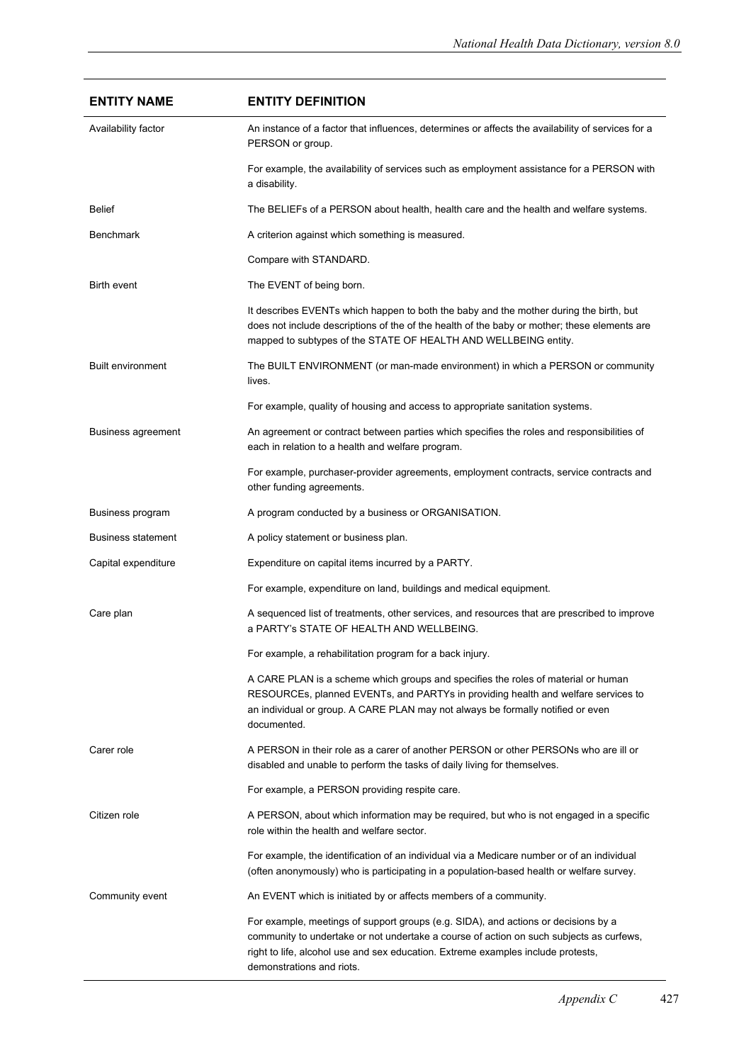| ENTITY NAME | ENTITY DEFINITION |
|---|---|
| Availability factor | An instance of a factor that influences, determines or affects the availability of services for a PERSON or group. |
| | For example, the availability of services such as employment assistance for a PERSON with a disability. |
| Belief | The BELIEFs of a PERSON about health, health care and the health and welfare systems. |
| Benchmark | A criterion against which something is measured. |
| | Compare with STANDARD. |
| Birth event | The EVENT of being born. |
| | It describes EVENTs which happen to both the baby and the mother during the birth, but does not include descriptions of the of the health of the baby or mother; these elements are mapped to subtypes of the STATE OF HEALTH AND WELLBEING entity. |
| Built environment | The BUILT ENVIRONMENT (or man-made environment) in which a PERSON or community lives. |
| | For example, quality of housing and access to appropriate sanitation systems. |
| Business agreement | An agreement or contract between parties which specifies the roles and responsibilities of each in relation to a health and welfare program. |
| | For example, purchaser-provider agreements, employment contracts, service contracts and other funding agreements. |
| Business program | A program conducted by a business or ORGANISATION. |
| Business statement | A policy statement or business plan. |
| Capital expenditure | Expenditure on capital items incurred by a PARTY. |
| | For example, expenditure on land, buildings and medical equipment. |
| Care plan | A sequenced list of treatments, other services, and resources that are prescribed to improve a PARTY's STATE OF HEALTH AND WELLBEING. |
| | For example, a rehabilitation program for a back injury. |
| | A CARE PLAN is a scheme which groups and specifies the roles of material or human RESOURCEs, planned EVENTs, and PARTYs in providing health and welfare services to an individual or group. A CARE PLAN may not always be formally notified or even documented. |
| Carer role | A PERSON in their role as a carer of another PERSON or other PERSONs who are ill or disabled and unable to perform the tasks of daily living for themselves. |
| | For example, a PERSON providing respite care. |
| Citizen role | A PERSON, about which information may be required, but who is not engaged in a specific role within the health and welfare sector. |
| | For example, the identification of an individual via a Medicare number or of an individual (often anonymously) who is participating in a population-based health or welfare survey. |
| Community event | An EVENT which is initiated by or affects members of a community. |
| | For example, meetings of support groups (e.g. SIDA), and actions or decisions by a community to undertake or not undertake a course of action on such subjects as curfews, right to life, alcohol use and sex education. Extreme examples include protests, demonstrations and riots. |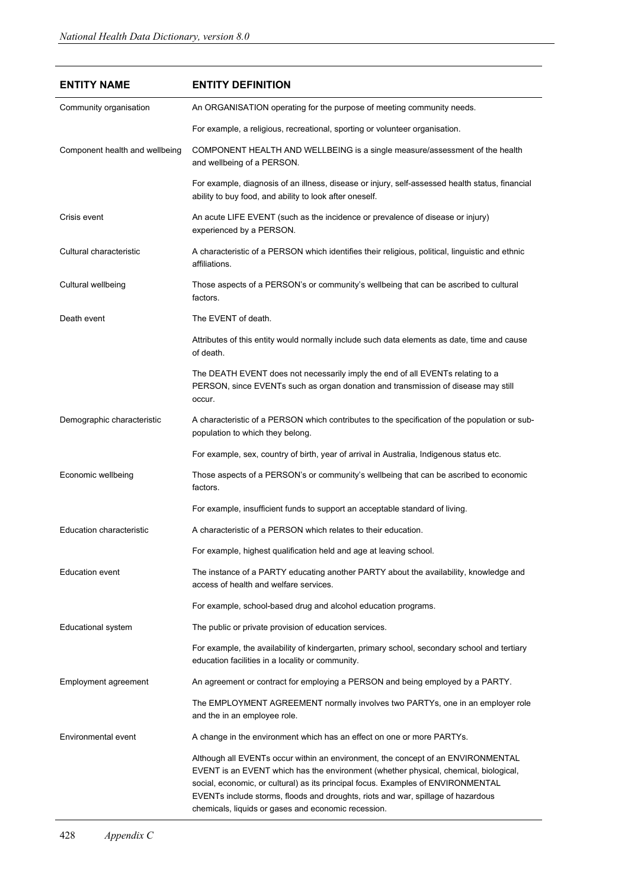| ENTITY NAME | ENTITY DEFINITION |
|---|---|
| Community organisation | An ORGANISATION operating for the purpose of meeting community needs. |
| | For example, a religious, recreational, sporting or volunteer organisation. |
| Component health and wellbeing | COMPONENT HEALTH AND WELLBEING is a single measure/assessment of the health and wellbeing of a PERSON. |
| | For example, diagnosis of an illness, disease or injury, self-assessed health status, financial ability to buy food, and ability to look after oneself. |
| Crisis event | An acute LIFE EVENT (such as the incidence or prevalence of disease or injury) experienced by a PERSON. |
| Cultural characteristic | A characteristic of a PERSON which identifies their religious, political, linguistic and ethnic affiliations. |
| Cultural wellbeing | Those aspects of a PERSON's or community's wellbeing that can be ascribed to cultural factors. |
| Death event | The EVENT of death. |
| | Attributes of this entity would normally include such data elements as date, time and cause of death. |
| | The DEATH EVENT does not necessarily imply the end of all EVENTs relating to a PERSON, since EVENTs such as organ donation and transmission of disease may still occur. |
| Demographic characteristic | A characteristic of a PERSON which contributes to the specification of the population or sub-population to which they belong. |
| | For example, sex, country of birth, year of arrival in Australia, Indigenous status etc. |
| Economic wellbeing | Those aspects of a PERSON's or community's wellbeing that can be ascribed to economic factors. |
| | For example, insufficient funds to support an acceptable standard of living. |
| Education characteristic | A characteristic of a PERSON which relates to their education. |
| | For example, highest qualification held and age at leaving school. |
| Education event | The instance of a PARTY educating another PARTY about the availability, knowledge and access of health and welfare services. |
| | For example, school-based drug and alcohol education programs. |
| Educational system | The public or private provision of education services. |
| | For example, the availability of kindergarten, primary school, secondary school and tertiary education facilities in a locality or community. |
| Employment agreement | An agreement or contract for employing a PERSON and being employed by a PARTY. |
| | The EMPLOYMENT AGREEMENT normally involves two PARTYs, one in an employer role and the in an employee role. |
| Environmental event | A change in the environment which has an effect on one or more PARTYs. |
| | Although all EVENTs occur within an environment, the concept of an ENVIRONMENTAL EVENT is an EVENT which has the environment (whether physical, chemical, biological, social, economic, or cultural) as its principal focus. Examples of ENVIRONMENTAL EVENTs include storms, floods and droughts, riots and war, spillage of hazardous chemicals, liquids or gases and economic recession. |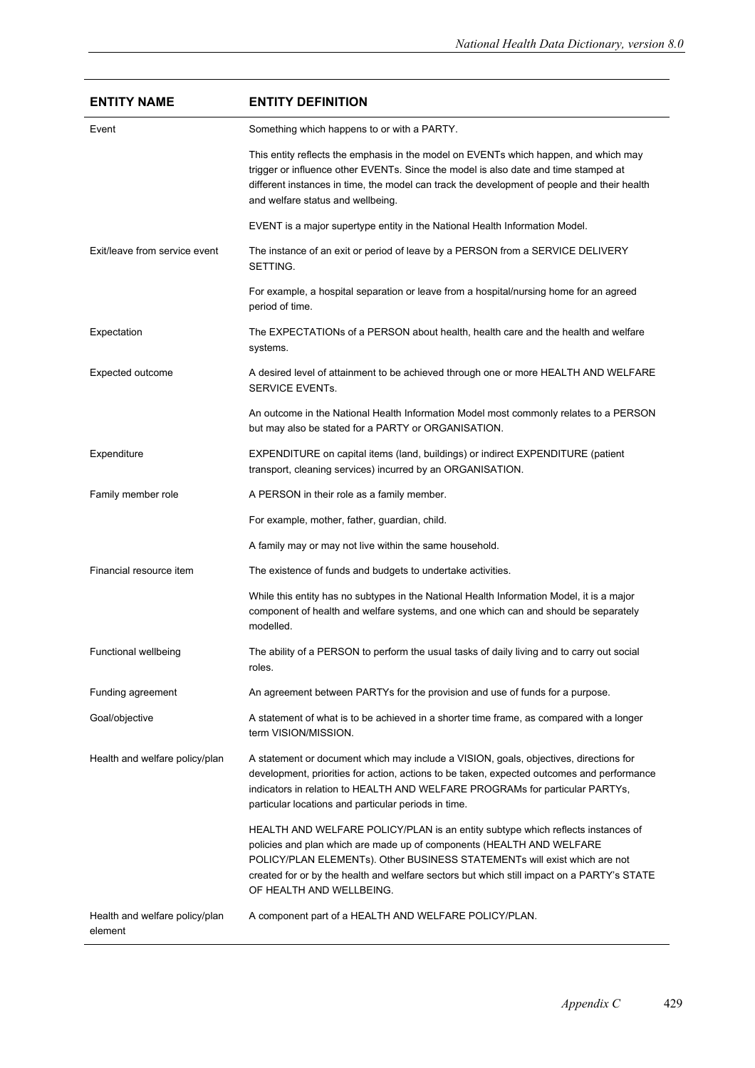| ENTITY NAME | ENTITY DEFINITION |
| --- | --- |
| Event | Something which happens to or with a PARTY.<br><br>This entity reflects the emphasis in the model on EVENTs which happen, and which may trigger or influence other EVENTs. Since the model is also date and time stamped at different instances in time, the model can track the development of people and their health and welfare status and wellbeing.<br><br>EVENT is a major supertype entity in the National Health Information Model. |
| Exit/leave from service event | The instance of an exit or period of leave by a PERSON from a SERVICE DELIVERY SETTING.<br><br>For example, a hospital separation or leave from a hospital/nursing home for an agreed period of time. |
| Expectation | The EXPECTATIONs of a PERSON about health, health care and the health and welfare systems. |
| Expected outcome | A desired level of attainment to be achieved through one or more HEALTH AND WELFARE SERVICE EVENTs.<br><br>An outcome in the National Health Information Model most commonly relates to a PERSON but may also be stated for a PARTY or ORGANISATION. |
| Expenditure | EXPENDITURE on capital items (land, buildings) or indirect EXPENDITURE (patient transport, cleaning services) incurred by an ORGANISATION. |
| Family member role | A PERSON in their role as a family member.<br><br>For example, mother, father, guardian, child.<br><br>A family may or may not live within the same household. |
| Financial resource item | The existence of funds and budgets to undertake activities.<br><br>While this entity has no subtypes in the National Health Information Model, it is a major component of health and welfare systems, and one which can and should be separately modelled. |
| Functional wellbeing | The ability of a PERSON to perform the usual tasks of daily living and to carry out social roles. |
| Funding agreement | An agreement between PARTYs for the provision and use of funds for a purpose. |
| Goal/objective | A statement of what is to be achieved in a shorter time frame, as compared with a longer term VISION/MISSION. |
| Health and welfare policy/plan | A statement or document which may include a VISION, goals, objectives, directions for development, priorities for action, actions to be taken, expected outcomes and performance indicators in relation to HEALTH AND WELFARE PROGRAMs for particular PARTYs, particular locations and particular periods in time.<br><br>HEALTH AND WELFARE POLICY/PLAN is an entity subtype which reflects instances of policies and plan which are made up of components (HEALTH AND WELFARE POLICY/PLAN ELEMENTs). Other BUSINESS STATEMENTs will exist which are not created for or by the health and welfare sectors but which still impact on a PARTY's STATE OF HEALTH AND WELLBEING. |
| Health and welfare policy/plan element | A component part of a HEALTH AND WELFARE POLICY/PLAN. |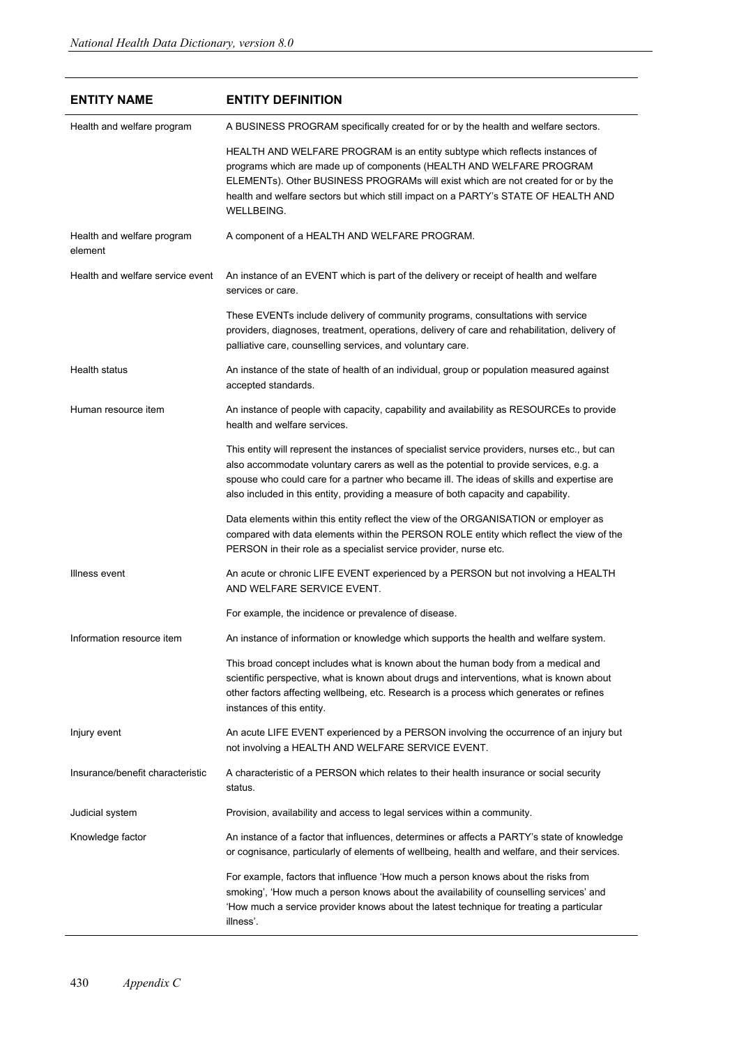| ENTITY NAME | ENTITY DEFINITION |
|---|---|
| Health and welfare program | A BUSINESS PROGRAM specifically created for or by the health and welfare sectors.<br><br>HEALTH AND WELFARE PROGRAM is an entity subtype which reflects instances of programs which are made up of components (HEALTH AND WELFARE PROGRAM ELEMENTs). Other BUSINESS PROGRAMs will exist which are not created for or by the health and welfare sectors but which still impact on a PARTY's STATE OF HEALTH AND WELLBEING. |
| Health and welfare program element | A component of a HEALTH AND WELFARE PROGRAM. |
| Health and welfare service event | An instance of an EVENT which is part of the delivery or receipt of health and welfare services or care.<br><br>These EVENTs include delivery of community programs, consultations with service providers, diagnoses, treatment, operations, delivery of care and rehabilitation, delivery of palliative care, counselling services, and voluntary care. |
| Health status | An instance of the state of health of an individual, group or population measured against accepted standards. |
| Human resource item | An instance of people with capacity, capability and availability as RESOURCEs to provide health and welfare services.<br><br>This entity will represent the instances of specialist service providers, nurses etc., but can also accommodate voluntary carers as well as the potential to provide services, e.g. a spouse who could care for a partner who became ill. The ideas of skills and expertise are also included in this entity, providing a measure of both capacity and capability.<br><br>Data elements within this entity reflect the view of the ORGANISATION or employer as compared with data elements within the PERSON ROLE entity which reflect the view of the PERSON in their role as a specialist service provider, nurse etc. |
| Illness event | An acute or chronic LIFE EVENT experienced by a PERSON but not involving a HEALTH AND WELFARE SERVICE EVENT.<br><br>For example, the incidence or prevalence of disease. |
| Information resource item | An instance of information or knowledge which supports the health and welfare system.<br><br>This broad concept includes what is known about the human body from a medical and scientific perspective, what is known about drugs and interventions, what is known about other factors affecting wellbeing, etc. Research is a process which generates or refines instances of this entity. |
| Injury event | An acute LIFE EVENT experienced by a PERSON involving the occurrence of an injury but not involving a HEALTH AND WELFARE SERVICE EVENT. |
| Insurance/benefit characteristic | A characteristic of a PERSON which relates to their health insurance or social security status. |
| Judicial system | Provision, availability and access to legal services within a community. |
| Knowledge factor | An instance of a factor that influences, determines or affects a PARTY's state of knowledge or cognisance, particularly of elements of wellbeing, health and welfare, and their services.<br><br>For example, factors that influence 'How much a person knows about the risks from smoking', 'How much a person knows about the availability of counselling services' and 'How much a service provider knows about the latest technique for treating a particular illness'. |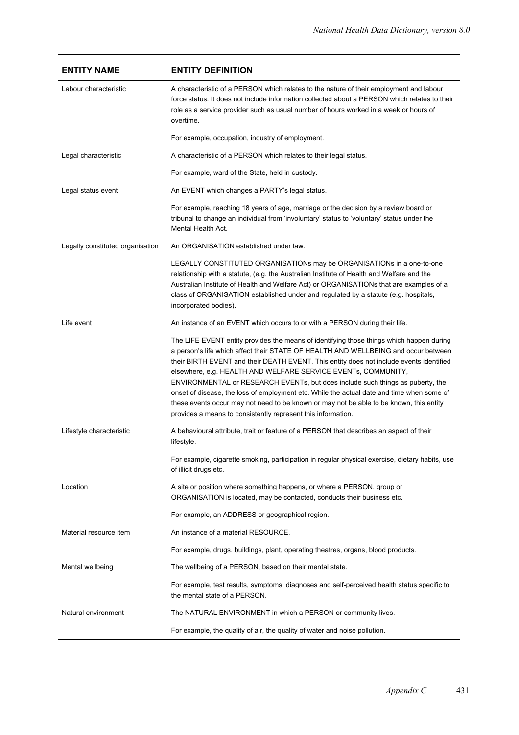| ENTITY NAME | ENTITY DEFINITION |
|---|---|
| Labour characteristic | A characteristic of a PERSON which relates to the nature of their employment and labour force status. It does not include information collected about a PERSON which relates to their role as a service provider such as usual number of hours worked in a week or hours of overtime.<br><br>For example, occupation, industry of employment. |
| Legal characteristic | A characteristic of a PERSON which relates to their legal status.<br><br>For example, ward of the State, held in custody. |
| Legal status event | An EVENT which changes a PARTY's legal status.<br><br>For example, reaching 18 years of age, marriage or the decision by a review board or tribunal to change an individual from 'involuntary' status to 'voluntary' status under the Mental Health Act. |
| Legally constituted organisation | An ORGANISATION established under law.<br><br>LEGALLY CONSTITUTED ORGANISATIONs may be ORGANISATIONs in a one-to-one relationship with a statute, (e.g. the Australian Institute of Health and Welfare and the Australian Institute of Health and Welfare Act) or ORGANISATIONs that are examples of a class of ORGANISATION established under and regulated by a statute (e.g. hospitals, incorporated bodies). |
| Life event | An instance of an EVENT which occurs to or with a PERSON during their life.<br><br>The LIFE EVENT entity provides the means of identifying those things which happen during a person's life which affect their STATE OF HEALTH AND WELLBEING and occur between their BIRTH EVENT and their DEATH EVENT. This entity does not include events identified elsewhere, e.g. HEALTH AND WELFARE SERVICE EVENTs, COMMUNITY, ENVIRONMENTAL or RESEARCH EVENTs, but does include such things as puberty, the onset of disease, the loss of employment etc. While the actual date and time when some of these events occur may not need to be known or may not be able to be known, this entity provides a means to consistently represent this information. |
| Lifestyle characteristic | A behavioural attribute, trait or feature of a PERSON that describes an aspect of their lifestyle.<br><br>For example, cigarette smoking, participation in regular physical exercise, dietary habits, use of illicit drugs etc. |
| Location | A site or position where something happens, or where a PERSON, group or ORGANISATION is located, may be contacted, conducts their business etc.<br><br>For example, an ADDRESS or geographical region. |
| Material resource item | An instance of a material RESOURCE.<br><br>For example, drugs, buildings, plant, operating theatres, organs, blood products. |
| Mental wellbeing | The wellbeing of a PERSON, based on their mental state.<br><br>For example, test results, symptoms, diagnoses and self-perceived health status specific to the mental state of a PERSON. |
| Natural environment | The NATURAL ENVIRONMENT in which a PERSON or community lives.<br><br>For example, the quality of air, the quality of water and noise pollution. |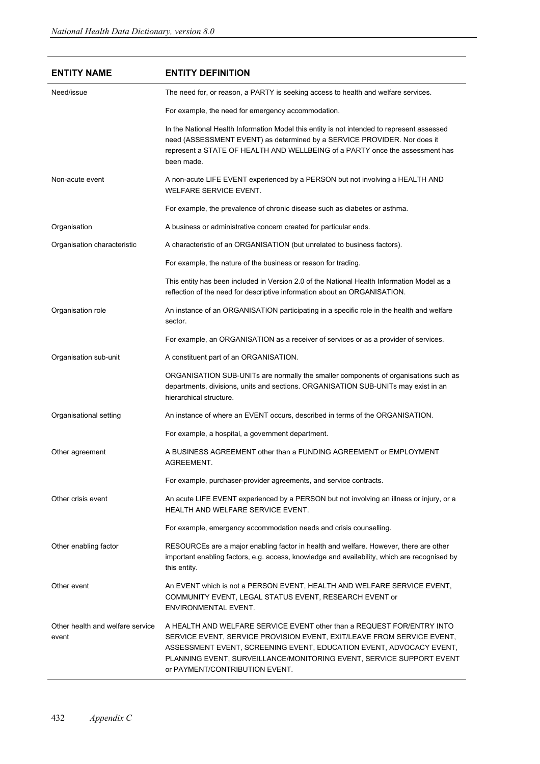| ENTITY NAME | ENTITY DEFINITION |
|---|---|
| Need/issue | The need for, or reason, a PARTY is seeking access to health and welfare services. |
| | For example, the need for emergency accommodation. |
| | In the National Health Information Model this entity is not intended to represent assessed need (ASSESSMENT EVENT) as determined by a SERVICE PROVIDER. Nor does it represent a STATE OF HEALTH AND WELLBEING of a PARTY once the assessment has been made. |
| Non-acute event | A non-acute LIFE EVENT experienced by a PERSON but not involving a HEALTH AND WELFARE SERVICE EVENT. |
| | For example, the prevalence of chronic disease such as diabetes or asthma. |
| Organisation | A business or administrative concern created for particular ends. |
| Organisation characteristic | A characteristic of an ORGANISATION (but unrelated to business factors). |
| | For example, the nature of the business or reason for trading. |
| | This entity has been included in Version 2.0 of the National Health Information Model as a reflection of the need for descriptive information about an ORGANISATION. |
| Organisation role | An instance of an ORGANISATION participating in a specific role in the health and welfare sector. |
| | For example, an ORGANISATION as a receiver of services or as a provider of services. |
| Organisation sub-unit | A constituent part of an ORGANISATION. |
| | ORGANISATION SUB-UNITs are normally the smaller components of organisations such as departments, divisions, units and sections. ORGANISATION SUB-UNITs may exist in an hierarchical structure. |
| Organisational setting | An instance of where an EVENT occurs, described in terms of the ORGANISATION. |
| | For example, a hospital, a government department. |
| Other agreement | A BUSINESS AGREEMENT other than a FUNDING AGREEMENT or EMPLOYMENT AGREEMENT. |
| | For example, purchaser-provider agreements, and service contracts. |
| Other crisis event | An acute LIFE EVENT experienced by a PERSON but not involving an illness or injury, or a HEALTH AND WELFARE SERVICE EVENT. |
| | For example, emergency accommodation needs and crisis counselling. |
| Other enabling factor | RESOURCEs are a major enabling factor in health and welfare. However, there are other important enabling factors, e.g. access, knowledge and availability, which are recognised by this entity. |
| Other event | An EVENT which is not a PERSON EVENT, HEALTH AND WELFARE SERVICE EVENT, COMMUNITY EVENT, LEGAL STATUS EVENT, RESEARCH EVENT or ENVIRONMENTAL EVENT. |
| Other health and welfare service event | A HEALTH AND WELFARE SERVICE EVENT other than a REQUEST FOR/ENTRY INTO SERVICE EVENT, SERVICE PROVISION EVENT, EXIT/LEAVE FROM SERVICE EVENT, ASSESSMENT EVENT, SCREENING EVENT, EDUCATION EVENT, ADVOCACY EVENT, PLANNING EVENT, SURVEILLANCE/MONITORING EVENT, SERVICE SUPPORT EVENT or PAYMENT/CONTRIBUTION EVENT. |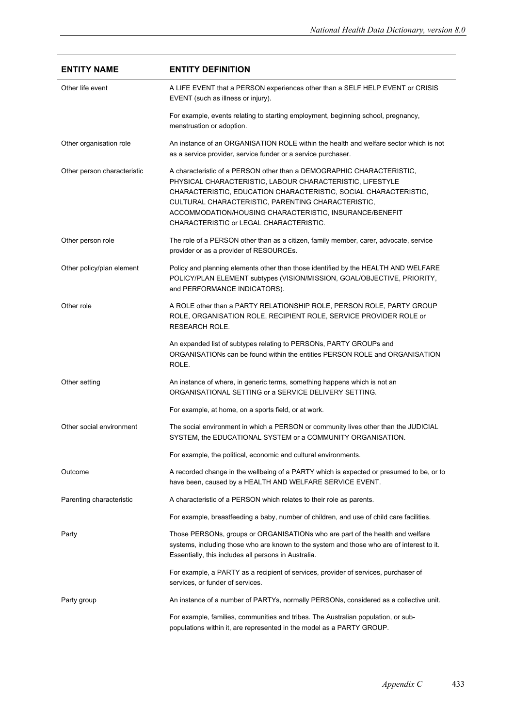| ENTITY NAME | ENTITY DEFINITION |
|---|---|
| Other life event | A LIFE EVENT that a PERSON experiences other than a SELF HELP EVENT or CRISIS EVENT (such as illness or injury).<br><br>For example, events relating to starting employment, beginning school, pregnancy, menstruation or adoption. |
| Other organisation role | An instance of an ORGANISATION ROLE within the health and welfare sector which is not as a service provider, service funder or a service purchaser. |
| Other person characteristic | A characteristic of a PERSON other than a DEMOGRAPHIC CHARACTERISTIC, PHYSICAL CHARACTERISTIC, LABOUR CHARACTERISTIC, LIFESTYLE CHARACTERISTIC, EDUCATION CHARACTERISTIC, SOCIAL CHARACTERISTIC, CULTURAL CHARACTERISTIC, PARENTING CHARACTERISTIC, ACCOMMODATION/HOUSING CHARACTERISTIC, INSURANCE/BENEFIT CHARACTERISTIC or LEGAL CHARACTERISTIC. |
| Other person role | The role of a PERSON other than as a citizen, family member, carer, advocate, service provider or as a provider of RESOURCEs. |
| Other policy/plan element | Policy and planning elements other than those identified by the HEALTH AND WELFARE POLICY/PLAN ELEMENT subtypes (VISION/MISSION, GOAL/OBJECTIVE, PRIORITY, and PERFORMANCE INDICATORS). |
| Other role | A ROLE other than a PARTY RELATIONSHIP ROLE, PERSON ROLE, PARTY GROUP ROLE, ORGANISATION ROLE, RECIPIENT ROLE, SERVICE PROVIDER ROLE or RESEARCH ROLE.<br><br>An expanded list of subtypes relating to PERSONs, PARTY GROUPs and ORGANISATIONs can be found within the entities PERSON ROLE and ORGANISATION ROLE. |
| Other setting | An instance of where, in generic terms, something happens which is not an ORGANISATIONAL SETTING or a SERVICE DELIVERY SETTING.<br><br>For example, at home, on a sports field, or at work. |
| Other social environment | The social environment in which a PERSON or community lives other than the JUDICIAL SYSTEM, the EDUCATIONAL SYSTEM or a COMMUNITY ORGANISATION.<br><br>For example, the political, economic and cultural environments. |
| Outcome | A recorded change in the wellbeing of a PARTY which is expected or presumed to be, or to have been, caused by a HEALTH AND WELFARE SERVICE EVENT. |
| Parenting characteristic | A characteristic of a PERSON which relates to their role as parents.<br><br>For example, breastfeeding a baby, number of children, and use of child care facilities. |
| Party | Those PERSONs, groups or ORGANISATIONs who are part of the health and welfare systems, including those who are known to the system and those who are of interest to it. Essentially, this includes all persons in Australia.<br><br>For example, a PARTY as a recipient of services, provider of services, purchaser of services, or funder of services. |
| Party group | An instance of a number of PARTYs, normally PERSONs, considered as a collective unit.<br><br>For example, families, communities and tribes. The Australian population, or sub-populations within it, are represented in the model as a PARTY GROUP. |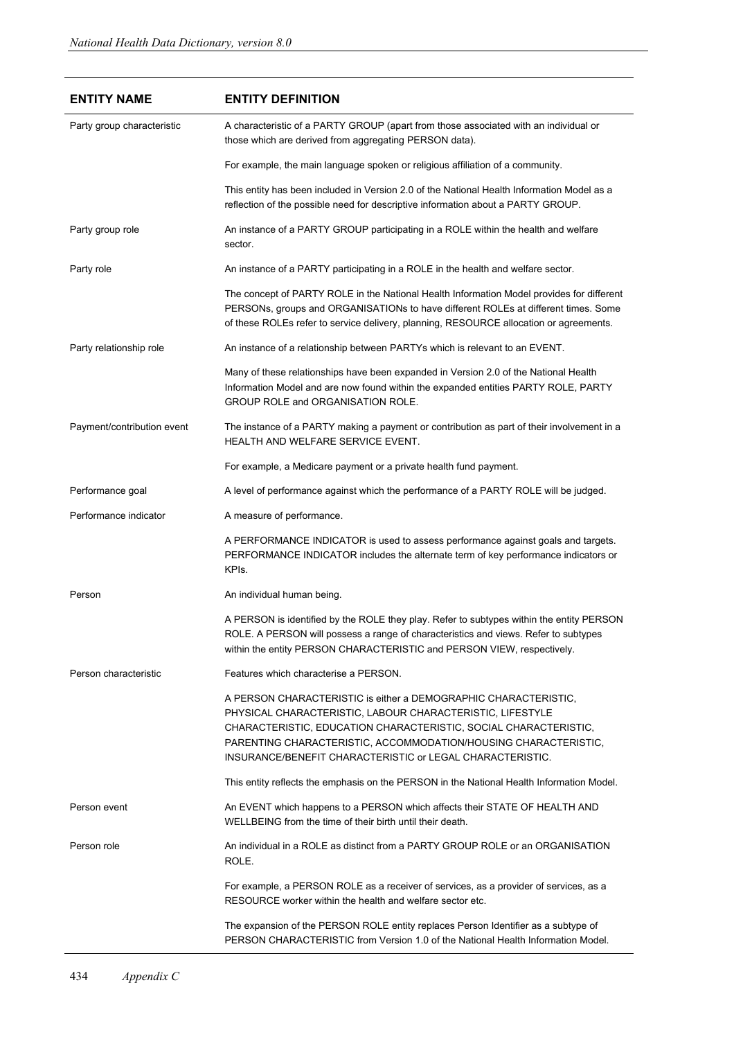| ENTITY NAME | ENTITY DEFINITION |
|---|---|
| Party group characteristic | A characteristic of a PARTY GROUP (apart from those associated with an individual or those which are derived from aggregating PERSON data).<br><br>For example, the main language spoken or religious affiliation of a community.<br><br>This entity has been included in Version 2.0 of the National Health Information Model as a reflection of the possible need for descriptive information about a PARTY GROUP. |
| Party group role | An instance of a PARTY GROUP participating in a ROLE within the health and welfare sector. |
| Party role | An instance of a PARTY participating in a ROLE in the health and welfare sector.<br><br>The concept of PARTY ROLE in the National Health Information Model provides for different PERSONs, groups and ORGANISATIONs to have different ROLEs at different times. Some of these ROLEs refer to service delivery, planning, RESOURCE allocation or agreements. |
| Party relationship role | An instance of a relationship between PARTYs which is relevant to an EVENT.<br><br>Many of these relationships have been expanded in Version 2.0 of the National Health Information Model and are now found within the expanded entities PARTY ROLE, PARTY GROUP ROLE and ORGANISATION ROLE. |
| Payment/contribution event | The instance of a PARTY making a payment or contribution as part of their involvement in a HEALTH AND WELFARE SERVICE EVENT.<br><br>For example, a Medicare payment or a private health fund payment. |
| Performance goal | A level of performance against which the performance of a PARTY ROLE will be judged. |
| Performance indicator | A measure of performance.<br><br>A PERFORMANCE INDICATOR is used to assess performance against goals and targets. PERFORMANCE INDICATOR includes the alternate term of key performance indicators or KPIs. |
| Person | An individual human being.<br><br>A PERSON is identified by the ROLE they play. Refer to subtypes within the entity PERSON ROLE. A PERSON will possess a range of characteristics and views. Refer to subtypes within the entity PERSON CHARACTERISTIC and PERSON VIEW, respectively. |
| Person characteristic | Features which characterise a PERSON.<br><br>A PERSON CHARACTERISTIC is either a DEMOGRAPHIC CHARACTERISTIC, PHYSICAL CHARACTERISTIC, LABOUR CHARACTERISTIC, LIFESTYLE CHARACTERISTIC, EDUCATION CHARACTERISTIC, SOCIAL CHARACTERISTIC, PARENTING CHARACTERISTIC, ACCOMMODATION/HOUSING CHARACTERISTIC, INSURANCE/BENEFIT CHARACTERISTIC or LEGAL CHARACTERISTIC.<br><br>This entity reflects the emphasis on the PERSON in the National Health Information Model. |
| Person event | An EVENT which happens to a PERSON which affects their STATE OF HEALTH AND WELLBEING from the time of their birth until their death. |
| Person role | An individual in a ROLE as distinct from a PARTY GROUP ROLE or an ORGANISATION ROLE.<br><br>For example, a PERSON ROLE as a receiver of services, as a provider of services, as a RESOURCE worker within the health and welfare sector etc.<br><br>The expansion of the PERSON ROLE entity replaces Person Identifier as a subtype of PERSON CHARACTERISTIC from Version 1.0 of the National Health Information Model. |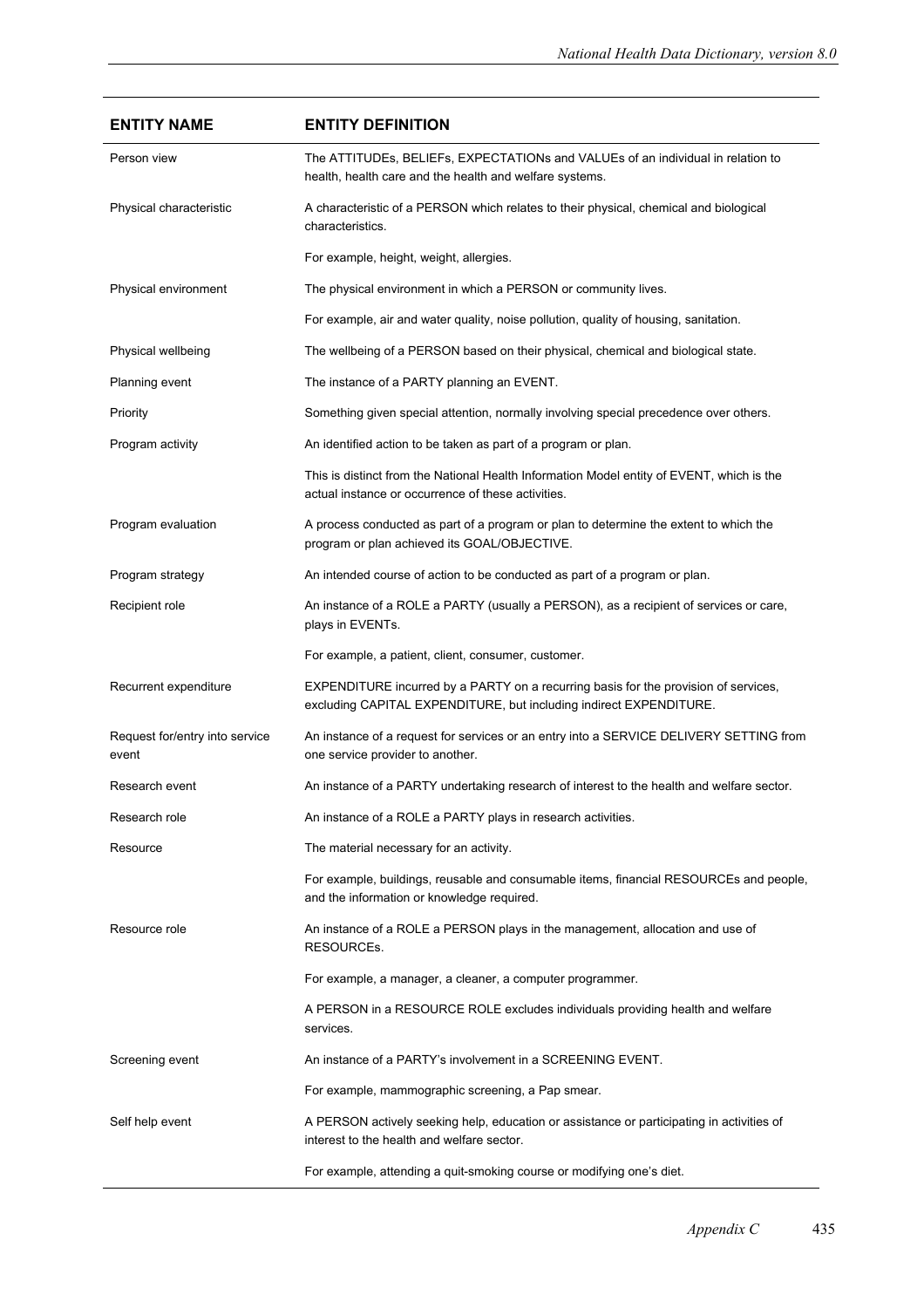| ENTITY NAME | ENTITY DEFINITION |
|---|---|
| Person view | The ATTITUDEs, BELIEFs, EXPECTATIONs and VALUEs of an individual in relation to health, health care and the health and welfare systems. |
| Physical characteristic | A characteristic of a PERSON which relates to their physical, chemical and biological characteristics. |
| | For example, height, weight, allergies. |
| Physical environment | The physical environment in which a PERSON or community lives. |
| | For example, air and water quality, noise pollution, quality of housing, sanitation. |
| Physical wellbeing | The wellbeing of a PERSON based on their physical, chemical and biological state. |
| Planning event | The instance of a PARTY planning an EVENT. |
| Priority | Something given special attention, normally involving special precedence over others. |
| Program activity | An identified action to be taken as part of a program or plan. |
| | This is distinct from the National Health Information Model entity of EVENT, which is the actual instance or occurrence of these activities. |
| Program evaluation | A process conducted as part of a program or plan to determine the extent to which the program or plan achieved its GOAL/OBJECTIVE. |
| Program strategy | An intended course of action to be conducted as part of a program or plan. |
| Recipient role | An instance of a ROLE a PARTY (usually a PERSON), as a recipient of services or care, plays in EVENTs. |
| | For example, a patient, client, consumer, customer. |
| Recurrent expenditure | EXPENDITURE incurred by a PARTY on a recurring basis for the provision of services, excluding CAPITAL EXPENDITURE, but including indirect EXPENDITURE. |
| Request for/entry into service event | An instance of a request for services or an entry into a SERVICE DELIVERY SETTING from one service provider to another. |
| Research event | An instance of a PARTY undertaking research of interest to the health and welfare sector. |
| Research role | An instance of a ROLE a PARTY plays in research activities. |
| Resource | The material necessary for an activity. |
| | For example, buildings, reusable and consumable items, financial RESOURCEs and people, and the information or knowledge required. |
| Resource role | An instance of a ROLE a PERSON plays in the management, allocation and use of RESOURCEs. |
| | For example, a manager, a cleaner, a computer programmer. |
| | A PERSON in a RESOURCE ROLE excludes individuals providing health and welfare services. |
| Screening event | An instance of a PARTY's involvement in a SCREENING EVENT. |
| | For example, mammographic screening, a Pap smear. |
| Self help event | A PERSON actively seeking help, education or assistance or participating in activities of interest to the health and welfare sector. |
| | For example, attending a quit-smoking course or modifying one's diet. |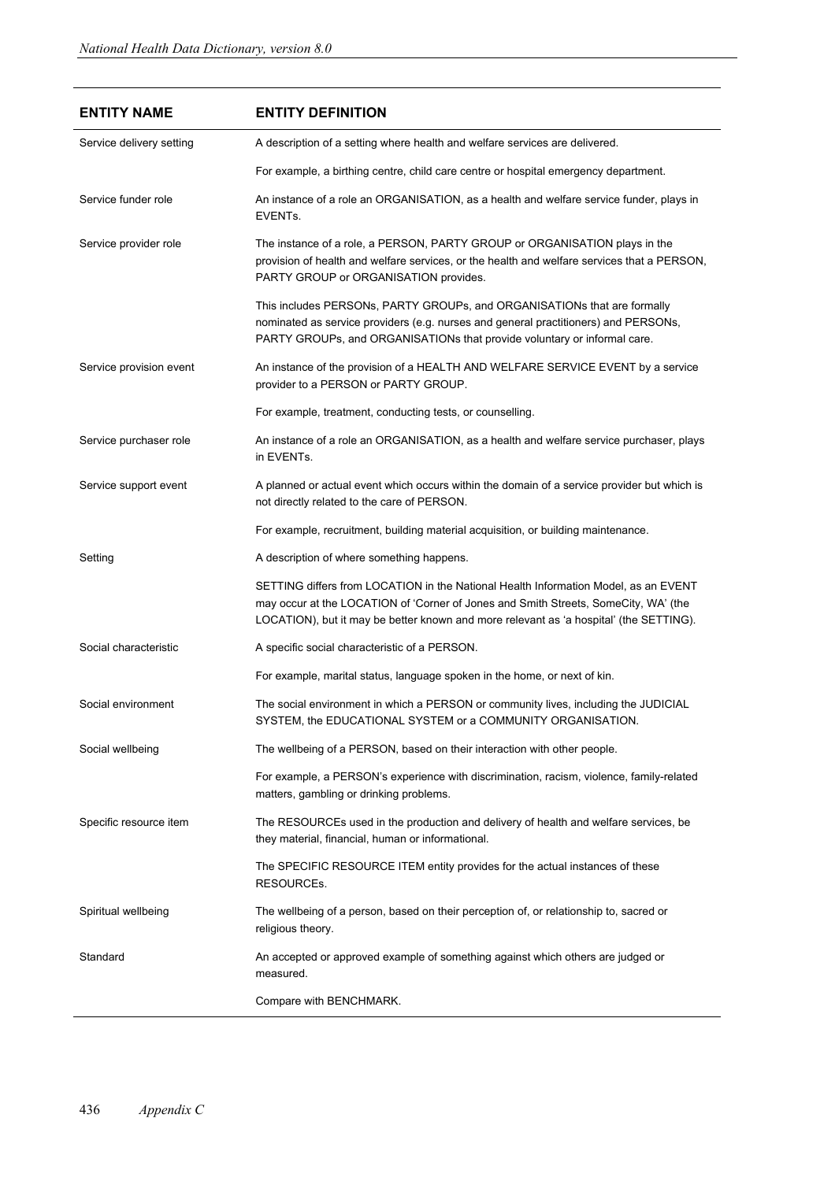| ENTITY NAME | ENTITY DEFINITION |
|---|---|
| Service delivery setting | A description of a setting where health and welfare services are delivered.<br><br>For example, a birthing centre, child care centre or hospital emergency department. |
| Service funder role | An instance of a role an ORGANISATION, as a health and welfare service funder, plays in EVENTs. |
| Service provider role | The instance of a role, a PERSON, PARTY GROUP or ORGANISATION plays in the provision of health and welfare services, or the health and welfare services that a PERSON, PARTY GROUP or ORGANISATION provides.<br><br>This includes PERSONs, PARTY GROUPs, and ORGANISATIONs that are formally nominated as service providers (e.g. nurses and general practitioners) and PERSONs, PARTY GROUPs, and ORGANISATIONs that provide voluntary or informal care. |
| Service provision event | An instance of the provision of a HEALTH AND WELFARE SERVICE EVENT by a service provider to a PERSON or PARTY GROUP.<br><br>For example, treatment, conducting tests, or counselling. |
| Service purchaser role | An instance of a role an ORGANISATION, as a health and welfare service purchaser, plays in EVENTs. |
| Service support event | A planned or actual event which occurs within the domain of a service provider but which is not directly related to the care of PERSON.<br><br>For example, recruitment, building material acquisition, or building maintenance. |
| Setting | A description of where something happens.<br><br>SETTING differs from LOCATION in the National Health Information Model, as an EVENT may occur at the LOCATION of 'Corner of Jones and Smith Streets, SomeCity, WA' (the LOCATION), but it may be better known and more relevant as 'a hospital' (the SETTING). |
| Social characteristic | A specific social characteristic of a PERSON.<br><br>For example, marital status, language spoken in the home, or next of kin. |
| Social environment | The social environment in which a PERSON or community lives, including the JUDICIAL SYSTEM, the EDUCATIONAL SYSTEM or a COMMUNITY ORGANISATION. |
| Social wellbeing | The wellbeing of a PERSON, based on their interaction with other people.<br><br>For example, a PERSON's experience with discrimination, racism, violence, family-related matters, gambling or drinking problems. |
| Specific resource item | The RESOURCEs used in the production and delivery of health and welfare services, be they material, financial, human or informational.<br><br>The SPECIFIC RESOURCE ITEM entity provides for the actual instances of these RESOURCEs. |
| Spiritual wellbeing | The wellbeing of a person, based on their perception of, or relationship to, sacred or religious theory. |
| Standard | An accepted or approved example of something against which others are judged or measured.<br><br>Compare with BENCHMARK. |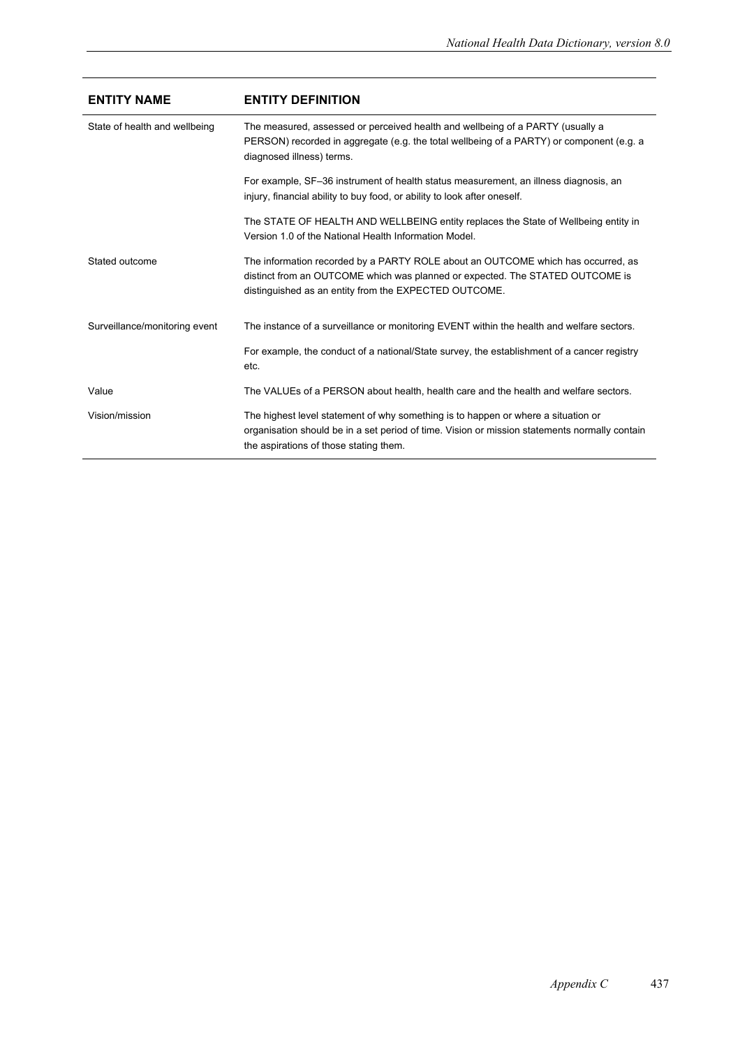| ENTITY NAME | ENTITY DEFINITION |
|---|---|
| State of health and wellbeing | The measured, assessed or perceived health and wellbeing of a PARTY (usually a PERSON) recorded in aggregate (e.g. the total wellbeing of a PARTY) or component (e.g. a diagnosed illness) terms.<br><br>For example, SF–36 instrument of health status measurement, an illness diagnosis, an injury, financial ability to buy food, or ability to look after oneself.<br><br>The STATE OF HEALTH AND WELLBEING entity replaces the State of Wellbeing entity in Version 1.0 of the National Health Information Model. |
| Stated outcome | The information recorded by a PARTY ROLE about an OUTCOME which has occurred, as distinct from an OUTCOME which was planned or expected. The STATED OUTCOME is distinguished as an entity from the EXPECTED OUTCOME. |
| Surveillance/monitoring event | The instance of a surveillance or monitoring EVENT within the health and welfare sectors.<br><br>For example, the conduct of a national/State survey, the establishment of a cancer registry etc. |
| Value | The VALUEs of a PERSON about health, health care and the health and welfare sectors. |
| Vision/mission | The highest level statement of why something is to happen or where a situation or organisation should be in a set period of time. Vision or mission statements normally contain the aspirations of those stating them. |